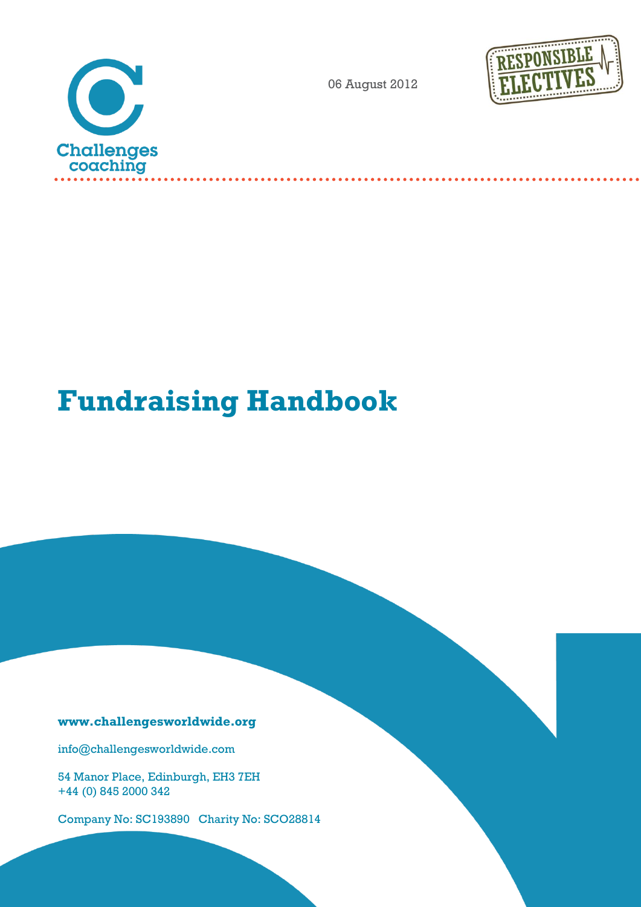Challenges coaching

06 August 2012

RESPONSIBLE ELECTIVES

# Fundraising Handbook

**www.challengesworldwide.org**

info@challengesworldwide.com

54 Manor Place, Edinburgh, EH3 7EH
+44 (0) 845 2000 342

Company No: SC193890 Charity No: SCO28814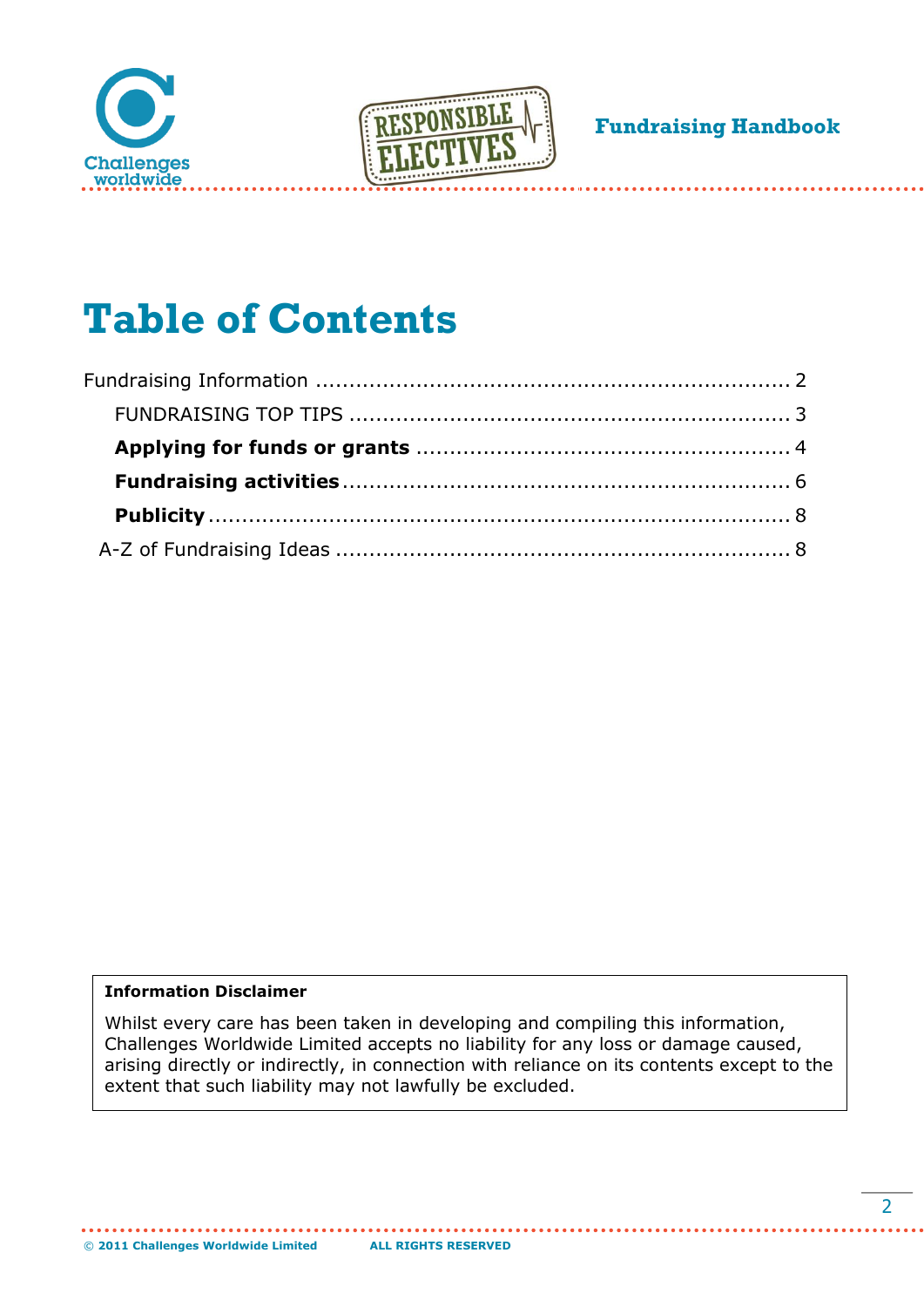# Table of Contents

Fundraising Information ........................................................................ 2

FUNDRAISING TOP TIPS ................................................................. 3

**Applying for funds or grants** ....................................................... 4

**Fundraising activities** .................................................................. 6

**Publicity** ........................................................................................ 8

A-Z of Fundraising Ideas ...................................................................... 8

**Information Disclaimer**

Whilst every care has been taken in developing and compiling this information, Challenges Worldwide Limited accepts no liability for any loss or damage caused, arising directly or indirectly, in connection with reliance on its contents except to the extent that such liability may not lawfully be excluded.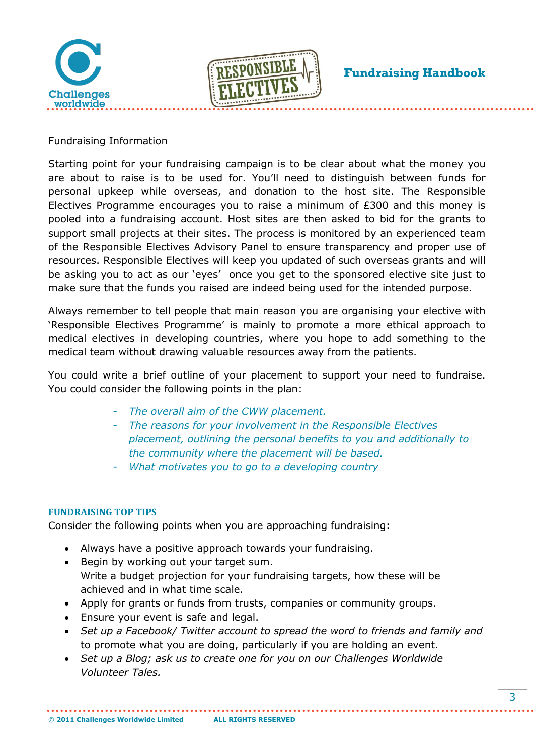Fundraising Information

Starting point for your fundraising campaign is to be clear about what the money you are about to raise is to be used for. You'll need to distinguish between funds for personal upkeep while overseas, and donation to the host site. The Responsible Electives Programme encourages you to raise a minimum of £300 and this money is pooled into a fundraising account. Host sites are then asked to bid for the grants to support small projects at their sites. The process is monitored by an experienced team of the Responsible Electives Advisory Panel to ensure transparency and proper use of resources. Responsible Electives will keep you updated of such overseas grants and will be asking you to act as our 'eyes' once you get to the sponsored elective site just to make sure that the funds you raised are indeed being used for the intended purpose.

Always remember to tell people that main reason you are organising your elective with 'Responsible Electives Programme' is mainly to promote a more ethical approach to medical electives in developing countries, where you hope to add something to the medical team without drawing valuable resources away from the patients.

You could write a brief outline of your placement to support your need to fundraise. You could consider the following points in the plan:

- *The overall aim of the CWW placement.*
- *The reasons for your involvement in the Responsible Electives placement, outlining the personal benefits to you and additionally to the community where the placement will be based.*
- *What motivates you to go to a developing country*

## FUNDRAISING TOP TIPS

Consider the following points when you are approaching fundraising:

- Always have a positive approach towards your fundraising.
- Begin by working out your target sum.
  Write a budget projection for your fundraising targets, how these will be achieved and in what time scale.
- Apply for grants or funds from trusts, companies or community groups.
- Ensure your event is safe and legal.
- *Set up a Facebook/ Twitter account to spread the word to friends and family and* to promote what you are doing, particularly if you are holding an event.
- *Set up a Blog; ask us to create one for you on our Challenges Worldwide Volunteer Tales.*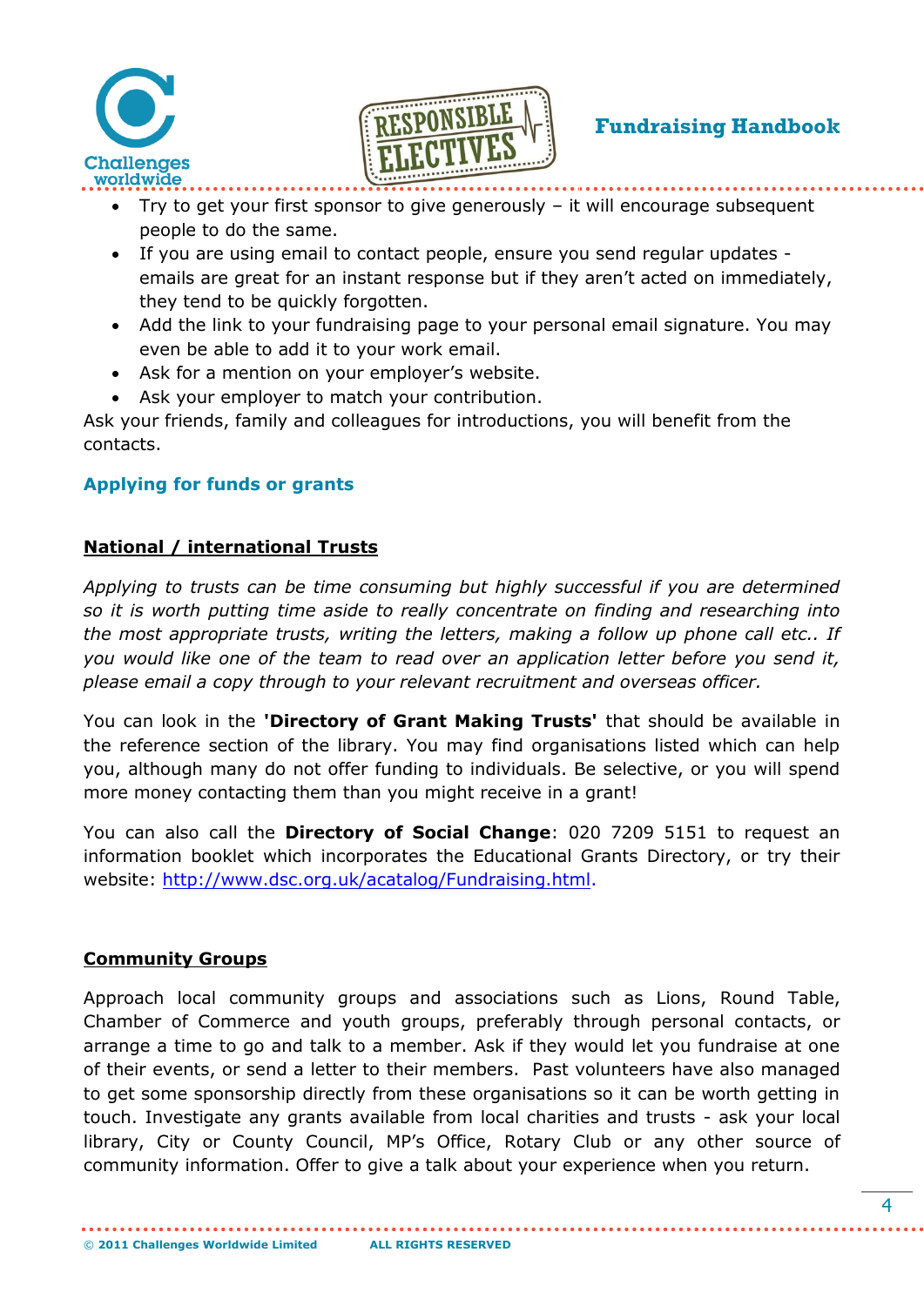- Try to get your first sponsor to give generously – it will encourage subsequent people to do the same.
- If you are using email to contact people, ensure you send regular updates - emails are great for an instant response but if they aren't acted on immediately, they tend to be quickly forgotten.
- Add the link to your fundraising page to your personal email signature. You may even be able to add it to your work email.
- Ask for a mention on your employer's website.
- Ask your employer to match your contribution.

Ask your friends, family and colleagues for introductions, you will benefit from the contacts.

## Applying for funds or grants

### National / international Trusts

*Applying to trusts can be time consuming but highly successful if you are determined so it is worth putting time aside to really concentrate on finding and researching into the most appropriate trusts, writing the letters, making a follow up phone call etc.. If you would like one of the team to read over an application letter before you send it, please email a copy through to your relevant recruitment and overseas officer.*

You can look in the **'Directory of Grant Making Trusts'** that should be available in the reference section of the library. You may find organisations listed which can help you, although many do not offer funding to individuals. Be selective, or you will spend more money contacting them than you might receive in a grant!

You can also call the **Directory of Social Change**: 020 7209 5151 to request an information booklet which incorporates the Educational Grants Directory, or try their website: http://www.dsc.org.uk/acatalog/Fundraising.html.

### Community Groups

Approach local community groups and associations such as Lions, Round Table, Chamber of Commerce and youth groups, preferably through personal contacts, or arrange a time to go and talk to a member. Ask if they would let you fundraise at one of their events, or send a letter to their members. Past volunteers have also managed to get some sponsorship directly from these organisations so it can be worth getting in touch. Investigate any grants available from local charities and trusts - ask your local library, City or County Council, MP's Office, Rotary Club or any other source of community information. Offer to give a talk about your experience when you return.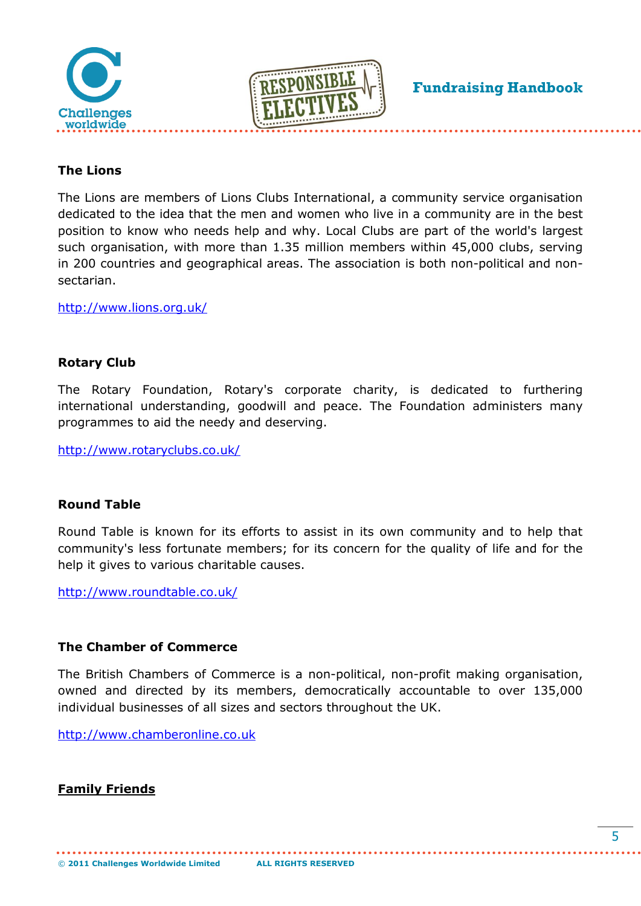**The Lions**

The Lions are members of Lions Clubs International, a community service organisation dedicated to the idea that the men and women who live in a community are in the best position to know who needs help and why. Local Clubs are part of the world's largest such organisation, with more than 1.35 million members within 45,000 clubs, serving in 200 countries and geographical areas. The association is both non-political and non-sectarian.

http://www.lions.org.uk/

**Rotary Club**

The Rotary Foundation, Rotary's corporate charity, is dedicated to furthering international understanding, goodwill and peace. The Foundation administers many programmes to aid the needy and deserving.

http://www.rotaryclubs.co.uk/

**Round Table**

Round Table is known for its efforts to assist in its own community and to help that community's less fortunate members; for its concern for the quality of life and for the help it gives to various charitable causes.

http://www.roundtable.co.uk/

**The Chamber of Commerce**

The British Chambers of Commerce is a non-political, non-profit making organisation, owned and directed by its members, democratically accountable to over 135,000 individual businesses of all sizes and sectors throughout the UK.

http://www.chamberonline.co.uk

**Family Friends**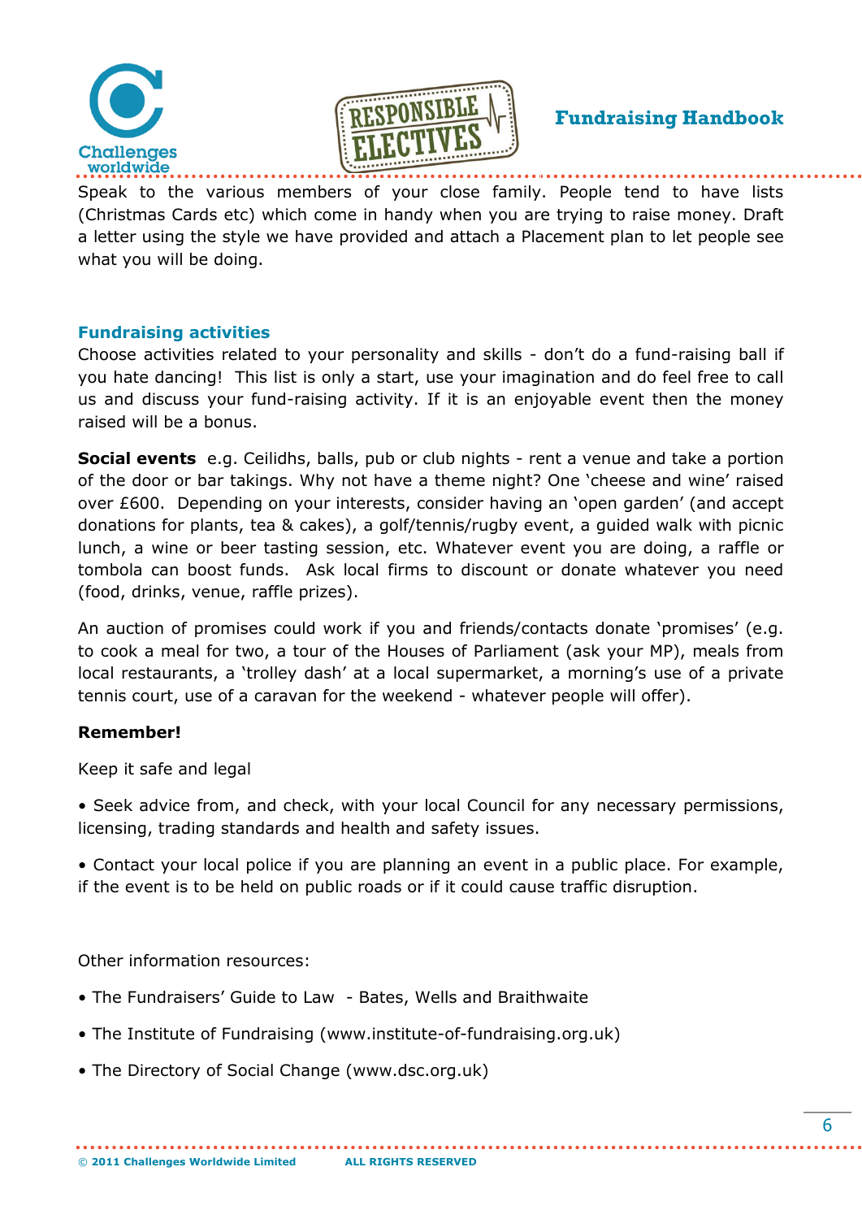Speak to the various members of your close family. People tend to have lists (Christmas Cards etc) which come in handy when you are trying to raise money. Draft a letter using the style we have provided and attach a Placement plan to let people see what you will be doing.

## Fundraising activities

Choose activities related to your personality and skills - don't do a fund-raising ball if you hate dancing! This list is only a start, use your imagination and do feel free to call us and discuss your fund-raising activity. If it is an enjoyable event then the money raised will be a bonus.

**Social events** e.g. Ceilidhs, balls, pub or club nights - rent a venue and take a portion of the door or bar takings. Why not have a theme night? One 'cheese and wine' raised over £600. Depending on your interests, consider having an 'open garden' (and accept donations for plants, tea & cakes), a golf/tennis/rugby event, a guided walk with picnic lunch, a wine or beer tasting session, etc. Whatever event you are doing, a raffle or tombola can boost funds. Ask local firms to discount or donate whatever you need (food, drinks, venue, raffle prizes).

An auction of promises could work if you and friends/contacts donate 'promises' (e.g. to cook a meal for two, a tour of the Houses of Parliament (ask your MP), meals from local restaurants, a 'trolley dash' at a local supermarket, a morning's use of a private tennis court, use of a caravan for the weekend - whatever people will offer).

**Remember!**

Keep it safe and legal

- Seek advice from, and check, with your local Council for any necessary permissions, licensing, trading standards and health and safety issues.
- Contact your local police if you are planning an event in a public place. For example, if the event is to be held on public roads or if it could cause traffic disruption.

Other information resources:

- The Fundraisers' Guide to Law - Bates, Wells and Braithwaite
- The Institute of Fundraising (www.institute-of-fundraising.org.uk)
- The Directory of Social Change (www.dsc.org.uk)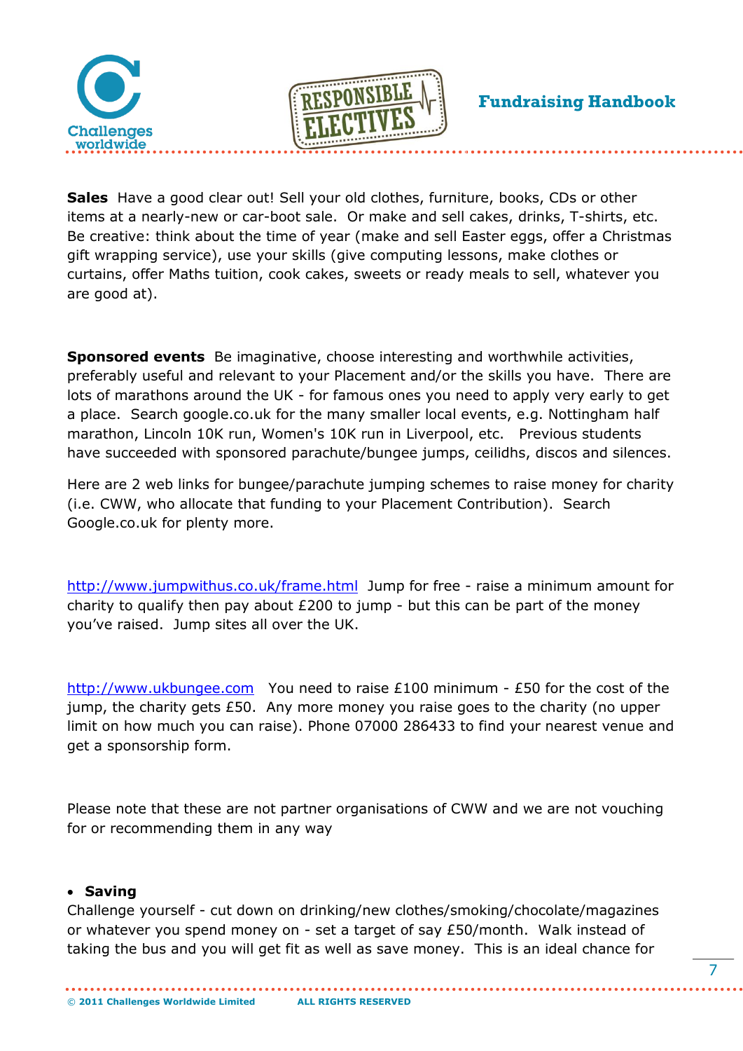**Sales** Have a good clear out! Sell your old clothes, furniture, books, CDs or other items at a nearly-new or car-boot sale. Or make and sell cakes, drinks, T-shirts, etc. Be creative: think about the time of year (make and sell Easter eggs, offer a Christmas gift wrapping service), use your skills (give computing lessons, make clothes or curtains, offer Maths tuition, cook cakes, sweets or ready meals to sell, whatever you are good at).

**Sponsored events** Be imaginative, choose interesting and worthwhile activities, preferably useful and relevant to your Placement and/or the skills you have. There are lots of marathons around the UK - for famous ones you need to apply very early to get a place. Search google.co.uk for the many smaller local events, e.g. Nottingham half marathon, Lincoln 10K run, Women's 10K run in Liverpool, etc. Previous students have succeeded with sponsored parachute/bungee jumps, ceilidhs, discos and silences.

Here are 2 web links for bungee/parachute jumping schemes to raise money for charity (i.e. CWW, who allocate that funding to your Placement Contribution). Search Google.co.uk for plenty more.

http://www.jumpwithus.co.uk/frame.html Jump for free - raise a minimum amount for charity to qualify then pay about £200 to jump - but this can be part of the money you've raised. Jump sites all over the UK.

http://www.ukbungee.com You need to raise £100 minimum - £50 for the cost of the jump, the charity gets £50. Any more money you raise goes to the charity (no upper limit on how much you can raise). Phone 07000 286433 to find your nearest venue and get a sponsorship form.

Please note that these are not partner organisations of CWW and we are not vouching for or recommending them in any way

- **Saving**

Challenge yourself - cut down on drinking/new clothes/smoking/chocolate/magazines or whatever you spend money on - set a target of say £50/month. Walk instead of taking the bus and you will get fit as well as save money. This is an ideal chance for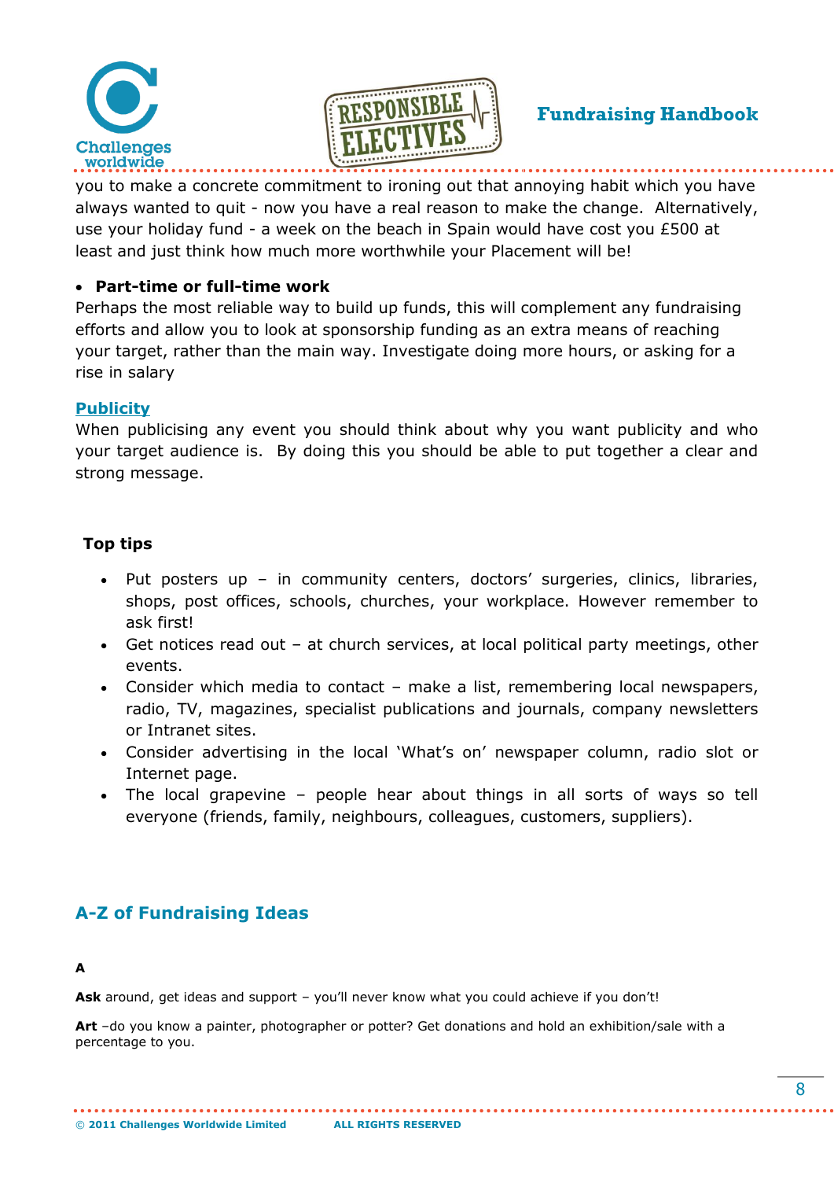you to make a concrete commitment to ironing out that annoying habit which you have always wanted to quit - now you have a real reason to make the change. Alternatively, use your holiday fund - a week on the beach in Spain would have cost you £500 at least and just think how much more worthwhile your Placement will be!

- **Part-time or full-time work**

Perhaps the most reliable way to build up funds, this will complement any fundraising efforts and allow you to look at sponsorship funding as an extra means of reaching your target, rather than the main way. Investigate doing more hours, or asking for a rise in salary

## Publicity

When publicising any event you should think about why you want publicity and who your target audience is. By doing this you should be able to put together a clear and strong message.

**Top tips**

- Put posters up – in community centers, doctors' surgeries, clinics, libraries, shops, post offices, schools, churches, your workplace. However remember to ask first!
- Get notices read out – at church services, at local political party meetings, other events.
- Consider which media to contact – make a list, remembering local newspapers, radio, TV, magazines, specialist publications and journals, company newsletters or Intranet sites.
- Consider advertising in the local 'What's on' newspaper column, radio slot or Internet page.
- The local grapevine – people hear about things in all sorts of ways so tell everyone (friends, family, neighbours, colleagues, customers, suppliers).

## A-Z of Fundraising Ideas

**A**

**Ask** around, get ideas and support – you'll never know what you could achieve if you don't!

**Art** –do you know a painter, photographer or potter? Get donations and hold an exhibition/sale with a percentage to you.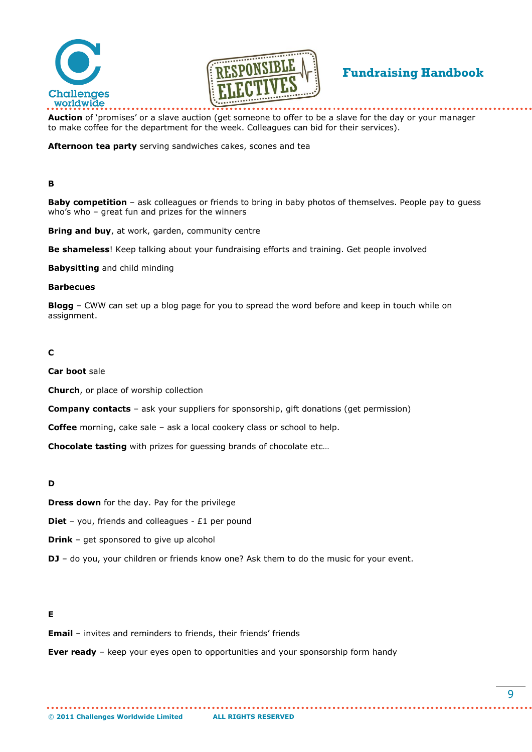**Auction** of 'promises' or a slave auction (get someone to offer to be a slave for the day or your manager to make coffee for the department for the week. Colleagues can bid for their services).

**Afternoon tea party** serving sandwiches cakes, scones and tea

**B**

**Baby competition** – ask colleagues or friends to bring in baby photos of themselves. People pay to guess who's who – great fun and prizes for the winners

**Bring and buy**, at work, garden, community centre

**Be shameless**! Keep talking about your fundraising efforts and training. Get people involved

**Babysitting** and child minding

**Barbecues**

**Blogg** – CWW can set up a blog page for you to spread the word before and keep in touch while on assignment.

**C**

**Car boot** sale

**Church**, or place of worship collection

**Company contacts** – ask your suppliers for sponsorship, gift donations (get permission)

**Coffee** morning, cake sale – ask a local cookery class or school to help.

**Chocolate tasting** with prizes for guessing brands of chocolate etc…

**D**

**Dress down** for the day. Pay for the privilege

**Diet** – you, friends and colleagues - £1 per pound

**Drink** – get sponsored to give up alcohol

**DJ** – do you, your children or friends know one? Ask them to do the music for your event.

**E**

**Email** – invites and reminders to friends, their friends' friends

**Ever ready** – keep your eyes open to opportunities and your sponsorship form handy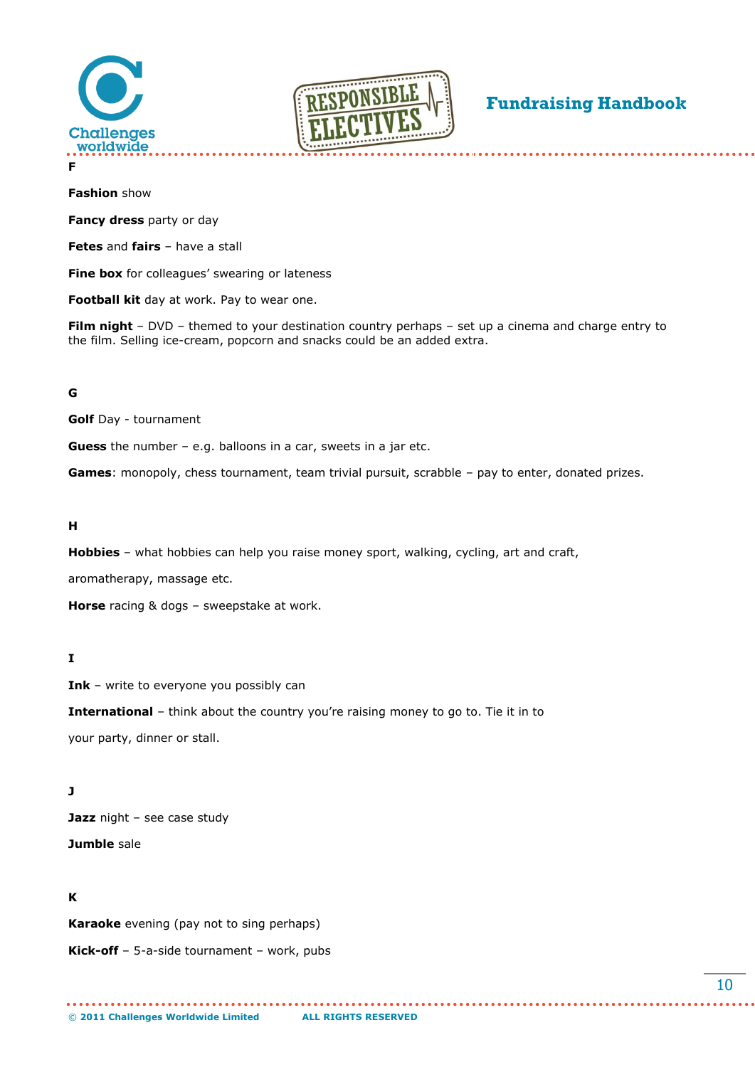**F**

**Fashion** show

**Fancy dress** party or day

**Fetes** and **fairs** – have a stall

**Fine box** for colleagues' swearing or lateness

**Football kit** day at work. Pay to wear one.

**Film night** – DVD – themed to your destination country perhaps – set up a cinema and charge entry to the film. Selling ice-cream, popcorn and snacks could be an added extra.

**G**

**Golf** Day - tournament

**Guess** the number – e.g. balloons in a car, sweets in a jar etc.

**Games**: monopoly, chess tournament, team trivial pursuit, scrabble – pay to enter, donated prizes.

**H**

**Hobbies** – what hobbies can help you raise money sport, walking, cycling, art and craft, aromatherapy, massage etc.

**Horse** racing & dogs – sweepstake at work.

**I**

**Ink** – write to everyone you possibly can

**International** – think about the country you're raising money to go to. Tie it in to your party, dinner or stall.

**J**

**Jazz** night – see case study

**Jumble** sale

**K**

**Karaoke** evening (pay not to sing perhaps)

**Kick-off** – 5-a-side tournament – work, pubs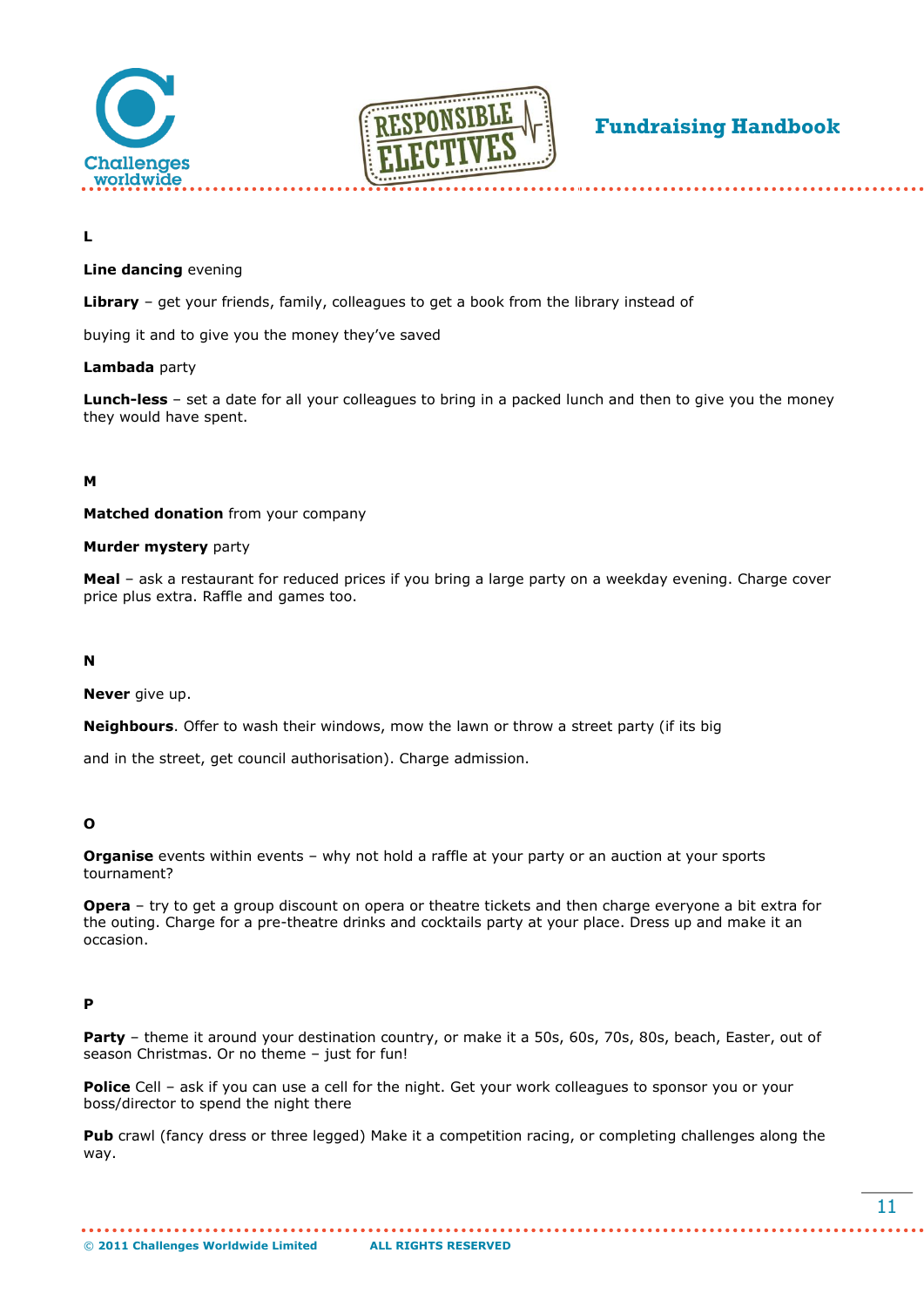**L**

**Line dancing** evening

**Library** – get your friends, family, colleagues to get a book from the library instead of

buying it and to give you the money they've saved

**Lambada** party

**Lunch-less** – set a date for all your colleagues to bring in a packed lunch and then to give you the money they would have spent.

**M**

**Matched donation** from your company

**Murder mystery** party

**Meal** – ask a restaurant for reduced prices if you bring a large party on a weekday evening. Charge cover price plus extra. Raffle and games too.

**N**

**Never** give up.

**Neighbours**. Offer to wash their windows, mow the lawn or throw a street party (if its big

and in the street, get council authorisation). Charge admission.

**O**

**Organise** events within events – why not hold a raffle at your party or an auction at your sports tournament?

**Opera** – try to get a group discount on opera or theatre tickets and then charge everyone a bit extra for the outing. Charge for a pre-theatre drinks and cocktails party at your place. Dress up and make it an occasion.

**P**

**Party** – theme it around your destination country, or make it a 50s, 60s, 70s, 80s, beach, Easter, out of season Christmas. Or no theme – just for fun!

**Police** Cell – ask if you can use a cell for the night. Get your work colleagues to sponsor you or your boss/director to spend the night there

**Pub** crawl (fancy dress or three legged) Make it a competition racing, or completing challenges along the way.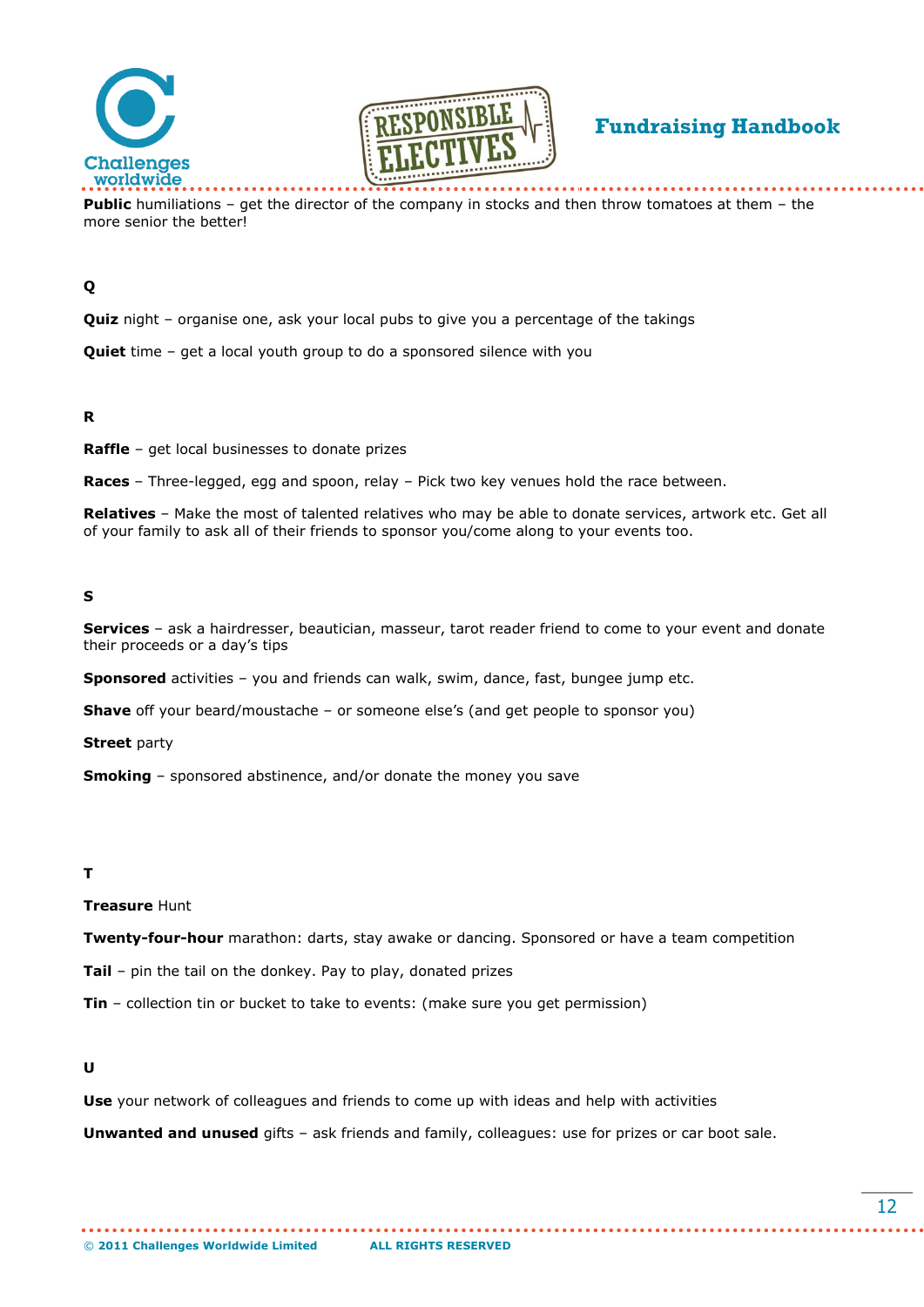**Public** humiliations – get the director of the company in stocks and then throw tomatoes at them – the more senior the better!

## Q

**Quiz** night – organise one, ask your local pubs to give you a percentage of the takings

**Quiet** time – get a local youth group to do a sponsored silence with you

## R

**Raffle** – get local businesses to donate prizes

**Races** – Three-legged, egg and spoon, relay – Pick two key venues hold the race between.

**Relatives** – Make the most of talented relatives who may be able to donate services, artwork etc. Get all of your family to ask all of their friends to sponsor you/come along to your events too.

## S

**Services** – ask a hairdresser, beautician, masseur, tarot reader friend to come to your event and donate their proceeds or a day's tips

**Sponsored** activities – you and friends can walk, swim, dance, fast, bungee jump etc.

**Shave** off your beard/moustache – or someone else's (and get people to sponsor you)

**Street** party

**Smoking** – sponsored abstinence, and/or donate the money you save

## T

**Treasure** Hunt

**Twenty-four-hour** marathon: darts, stay awake or dancing. Sponsored or have a team competition

**Tail** – pin the tail on the donkey. Pay to play, donated prizes

**Tin** – collection tin or bucket to take to events: (make sure you get permission)

## U

**Use** your network of colleagues and friends to come up with ideas and help with activities

**Unwanted and unused** gifts – ask friends and family, colleagues: use for prizes or car boot sale.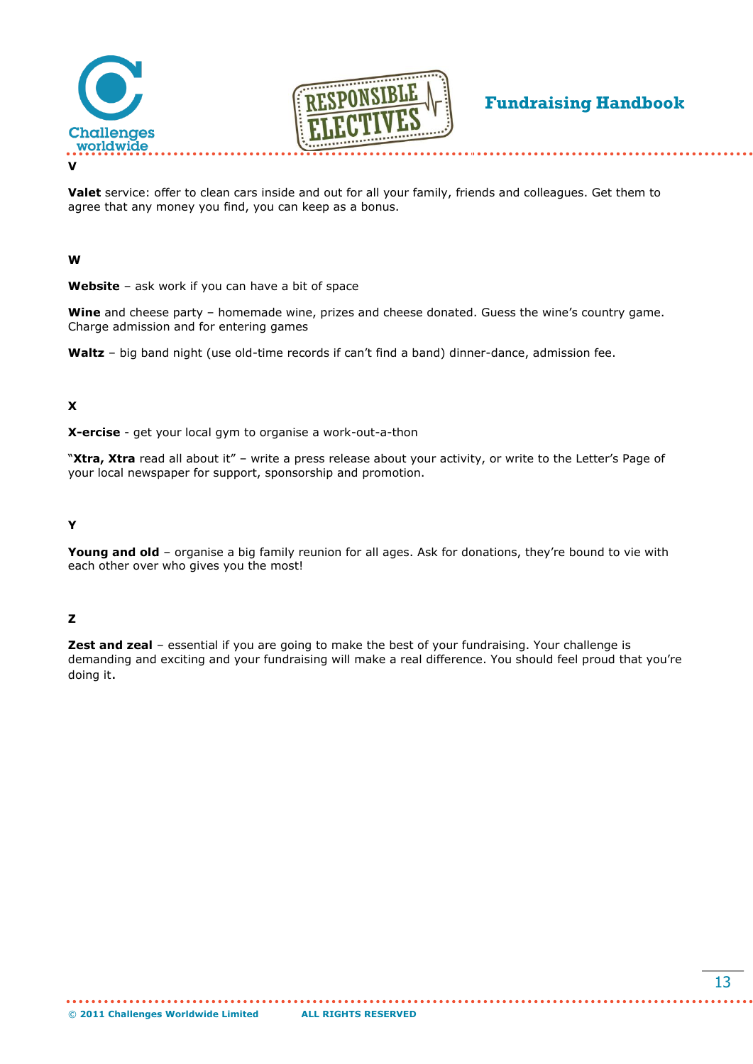**V**

**Valet** service: offer to clean cars inside and out for all your family, friends and colleagues. Get them to agree that any money you find, you can keep as a bonus.

**W**

**Website** – ask work if you can have a bit of space

**Wine** and cheese party – homemade wine, prizes and cheese donated. Guess the wine's country game. Charge admission and for entering games

**Waltz** – big band night (use old-time records if can't find a band) dinner-dance, admission fee.

**X**

**X-ercise** - get your local gym to organise a work-out-a-thon

"**Xtra, Xtra** read all about it" – write a press release about your activity, or write to the Letter's Page of your local newspaper for support, sponsorship and promotion.

**Y**

**Young and old** – organise a big family reunion for all ages. Ask for donations, they're bound to vie with each other over who gives you the most!

**Z**

**Zest and zeal** – essential if you are going to make the best of your fundraising. Your challenge is demanding and exciting and your fundraising will make a real difference. You should feel proud that you're doing it.